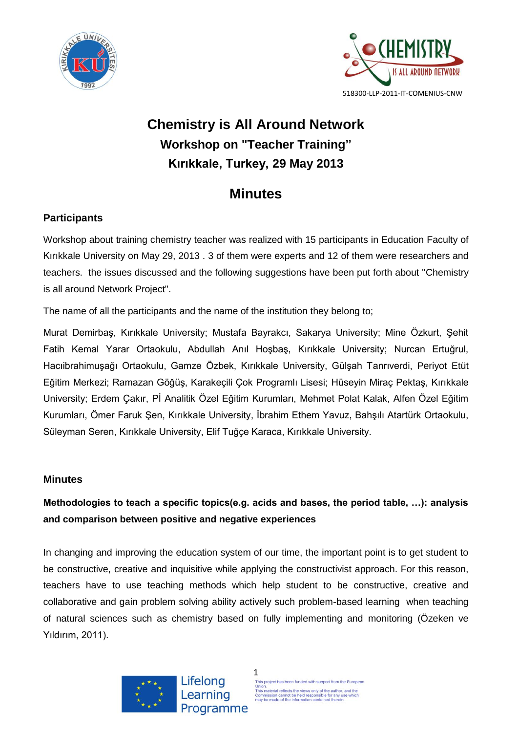518300-LLP-2011-IT-COMENIUS-CNW

# Chemistry is All Around Network

## Workshop on "Teacher Training"

## Kırıkkale, Turkey, 29 May 2013

# Minutes

### Participants

Workshop about training chemistry teacher was realized with 15 participants in Education Faculty of Kırıkkale University on May 29, 2013 . 3 of them were experts and 12 of them were researchers and teachers. the issues discussed and the following suggestions have been put forth about "Chemistry is all around Network Project".

The name of all the participants and the name of the institution they belong to;

Murat Demirbaş, Kırıkkale University; Mustafa Bayrakcı, Sakarya University; Mine Özkurt, Şehit Fatih Kemal Yarar Ortaokulu, Abdullah Anıl Hoşbaş, Kırıkkale University; Nurcan Ertuğrul, Hacıibrahimuşağı Ortaokulu, Gamze Özbek, Kırıkkale University, Gülşah Tanrıverdi, Periyot Etüt Eğitim Merkezi; Ramazan Göğüş, Karakeçili Çok Programlı Lisesi; Hüseyin Miraç Pektaş, Kırıkkale University; Erdem Çakır, Pİ Analitik Özel Eğitim Kurumları, Mehmet Polat Kalak, Alfen Özel Eğitim Kurumları, Ömer Faruk Şen, Kırıkkale University, İbrahim Ethem Yavuz, Bahşılı Atatürk Ortaokulu, Süleyman Seren, Kırıkkale University, Elif Tuğçe Karaca, Kırıkkale University.

### Minutes

**Methodologies to teach a specific topics(e.g. acids and bases, the period table, …): analysis and comparison between positive and negative experiences**

In changing and improving the education system of our time, the important point is to get student to be constructive, creative and inquisitive while applying the constructivist approach. For this reason, teachers have to use teaching methods which help student to be constructive, creative and collaborative and gain problem solving ability actively such problem-based learning when teaching of natural sciences such as chemistry based on fully implementing and monitoring (Özeken ve Yıldırım, 2011).

Lifelong Learning Programme

This project has been funded with support from the European Union. This material reflects the views only of the author, and the Commission cannot be held responsible for any use which may be made of the information contained therein.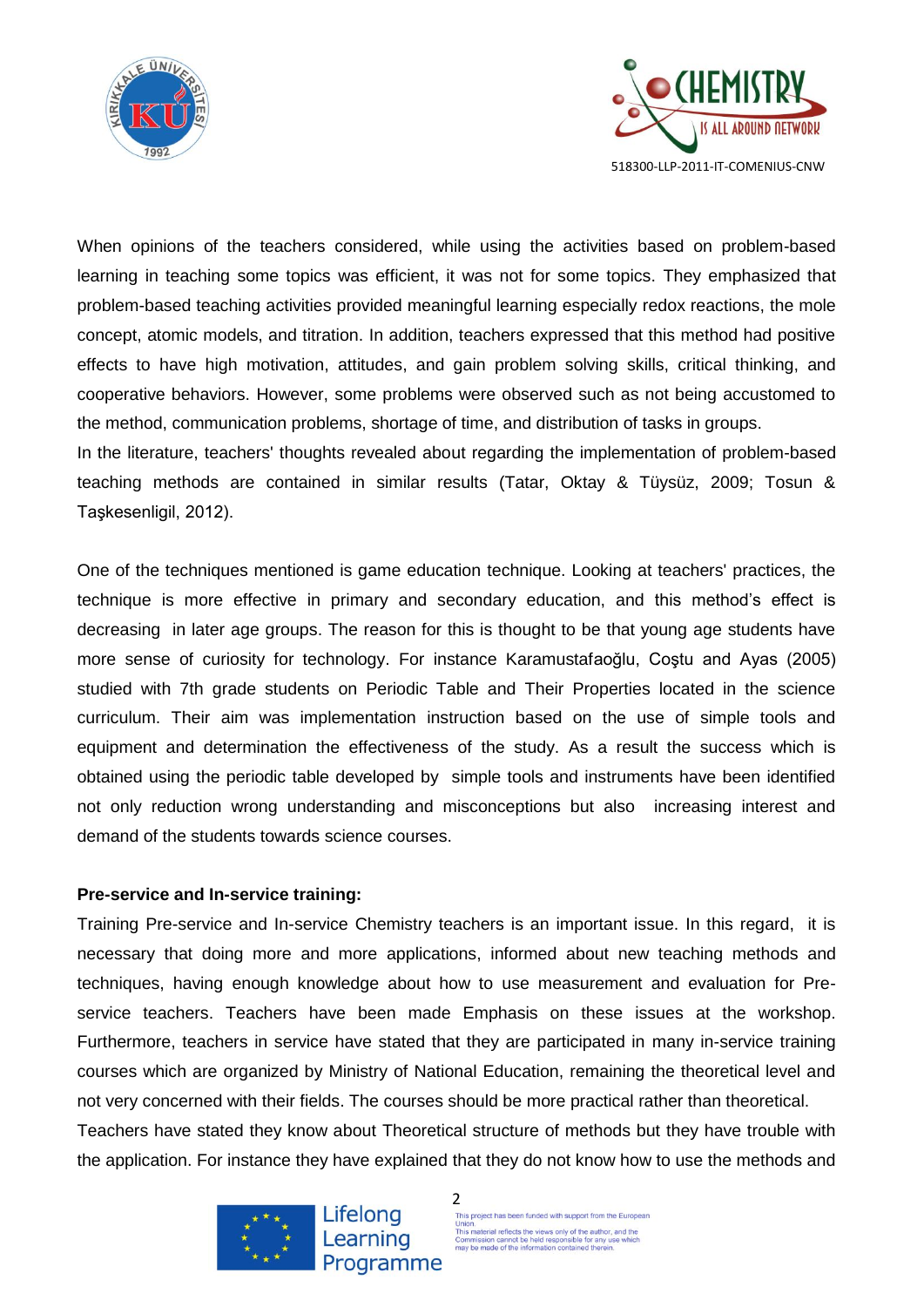When opinions of the teachers considered, while using the activities based on problem-based learning in teaching some topics was efficient, it was not for some topics. They emphasized that problem-based teaching activities provided meaningful learning especially redox reactions, the mole concept, atomic models, and titration. In addition, teachers expressed that this method had positive effects to have high motivation, attitudes, and gain problem solving skills, critical thinking, and cooperative behaviors. However, some problems were observed such as not being accustomed to the method, communication problems, shortage of time, and distribution of tasks in groups.
In the literature, teachers' thoughts revealed about regarding the implementation of problem-based teaching methods are contained in similar results (Tatar, Oktay & Tüysüz, 2009; Tosun & Taşkesenligil, 2012).

One of the techniques mentioned is game education technique. Looking at teachers' practices, the technique is more effective in primary and secondary education, and this method's effect is decreasing in later age groups. The reason for this is thought to be that young age students have more sense of curiosity for technology. For instance Karamustafaoğlu, Coştu and Ayas (2005) studied with 7th grade students on Periodic Table and Their Properties located in the science curriculum. Their aim was implementation instruction based on the use of simple tools and equipment and determination the effectiveness of the study. As a result the success which is obtained using the periodic table developed by simple tools and instruments have been identified not only reduction wrong understanding and misconceptions but also increasing interest and demand of the students towards science courses.

**Pre-service and In-service training:**

Training Pre-service and In-service Chemistry teachers is an important issue. In this regard, it is necessary that doing more and more applications, informed about new teaching methods and techniques, having enough knowledge about how to use measurement and evaluation for Pre-service teachers. Teachers have been made Emphasis on these issues at the workshop. Furthermore, teachers in service have stated that they are participated in many in-service training courses which are organized by Ministry of National Education, remaining the theoretical level and not very concerned with their fields. The courses should be more practical rather than theoretical.
Teachers have stated they know about Theoretical structure of methods but they have trouble with the application. For instance they have explained that they do not know how to use the methods and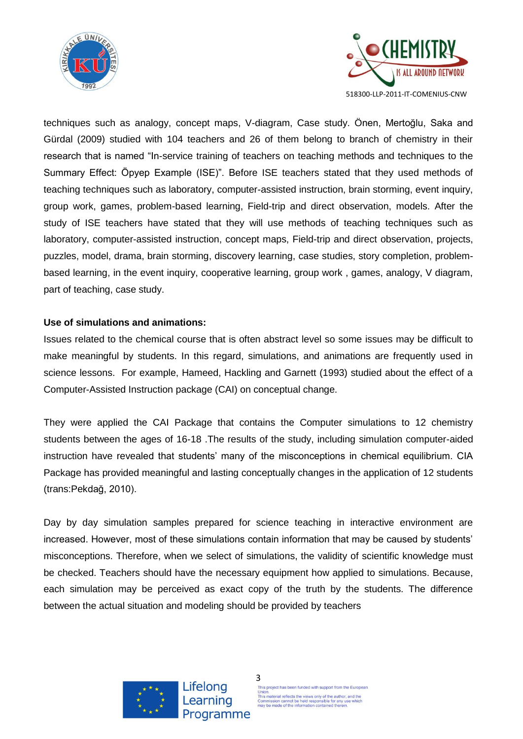techniques such as analogy, concept maps, V-diagram, Case study. Önen, Mertoğlu, Saka and Gürdal (2009) studied with 104 teachers and 26 of them belong to branch of chemistry in their research that is named "In-service training of teachers on teaching methods and techniques to the Summary Effect: Öpyep Example (ISE)". Before ISE teachers stated that they used methods of teaching techniques such as laboratory, computer-assisted instruction, brain storming, event inquiry, group work, games, problem-based learning, Field-trip and direct observation, models. After the study of ISE teachers have stated that they will use methods of teaching techniques such as laboratory, computer-assisted instruction, concept maps, Field-trip and direct observation, projects, puzzles, model, drama, brain storming, discovery learning, case studies, story completion, problem-based learning, in the event inquiry, cooperative learning, group work , games, analogy, V diagram, part of teaching, case study.

**Use of simulations and animations:**

Issues related to the chemical course that is often abstract level so some issues may be difficult to make meaningful by students. In this regard, simulations, and animations are frequently used in science lessons. For example, Hameed, Hackling and Garnett (1993) studied about the effect of a Computer-Assisted Instruction package (CAI) on conceptual change.

They were applied the CAI Package that contains the Computer simulations to 12 chemistry students between the ages of 16-18 .The results of the study, including simulation computer-aided instruction have revealed that students' many of the misconceptions in chemical equilibrium. CIA Package has provided meaningful and lasting conceptually changes in the application of 12 students (trans:Pekdağ, 2010).

Day by day simulation samples prepared for science teaching in interactive environment are increased. However, most of these simulations contain information that may be caused by students' misconceptions. Therefore, when we select of simulations, the validity of scientific knowledge must be checked. Teachers should have the necessary equipment how applied to simulations. Because, each simulation may be perceived as exact copy of the truth by the students. The difference between the actual situation and modeling should be provided by teachers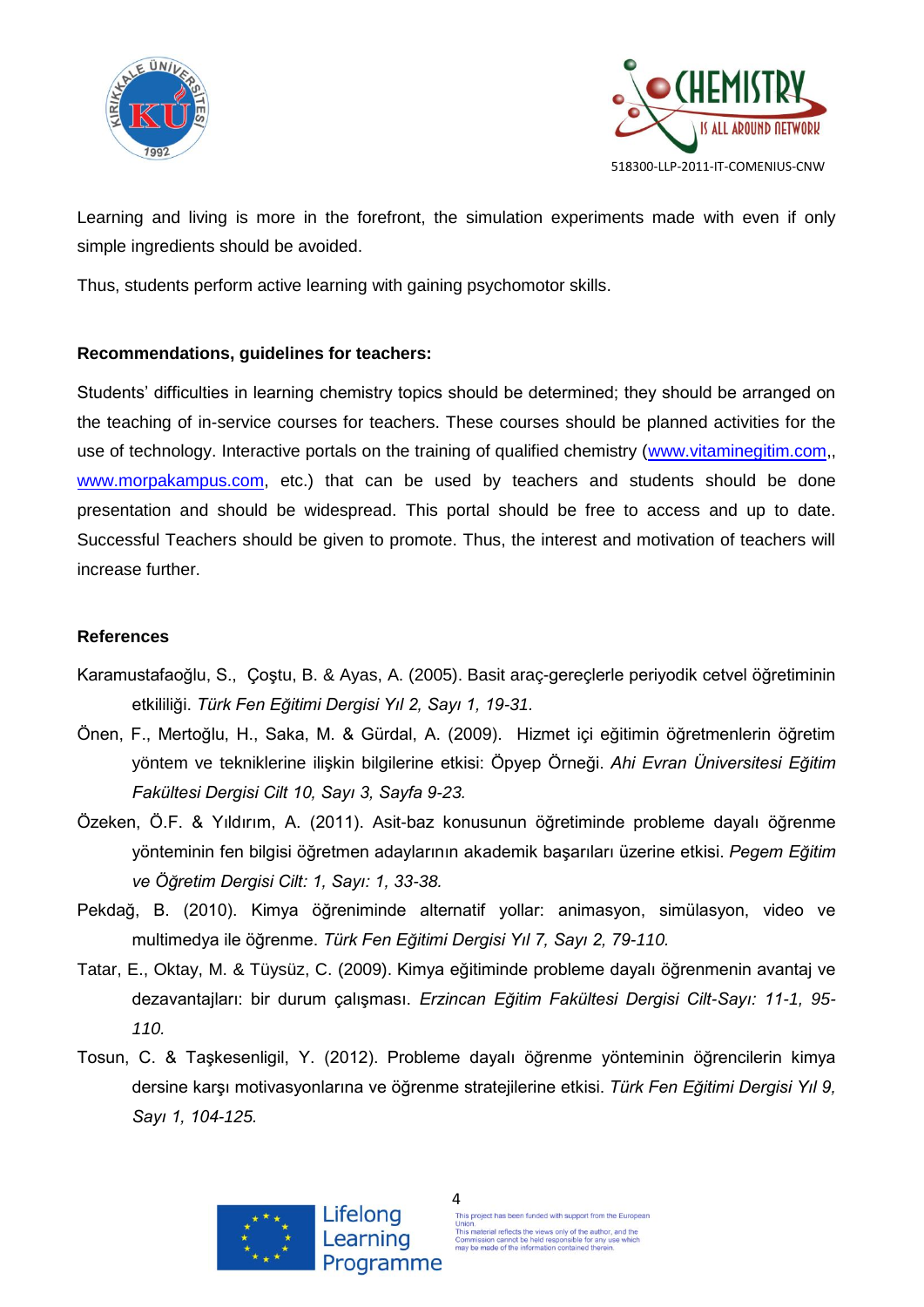Learning and living is more in the forefront, the simulation experiments made with even if only simple ingredients should be avoided.

Thus, students perform active learning with gaining psychomotor skills.

**Recommendations, guidelines for teachers:**

Students' difficulties in learning chemistry topics should be determined; they should be arranged on the teaching of in-service courses for teachers. These courses should be planned activities for the use of technology. Interactive portals on the training of qualified chemistry (www.vitaminegitim.com,, www.morpakampus.com, etc.) that can be used by teachers and students should be done presentation and should be widespread. This portal should be free to access and up to date. Successful Teachers should be given to promote. Thus, the interest and motivation of teachers will increase further.

**References**

Karamustafaoğlu, S., Çoştu, B. & Ayas, A. (2005). Basit araç-gereçlerle periyodik cetvel öğretiminin etkililiği. *Türk Fen Eğitimi Dergisi Yıl 2, Sayı 1, 19-31.*

Önen, F., Mertoğlu, H., Saka, M. & Gürdal, A. (2009). Hizmet içi eğitimin öğretmenlerin öğretim yöntem ve tekniklerine ilişkin bilgilerine etkisi: Öpyep Örneği. *Ahi Evran Üniversitesi Eğitim Fakültesi Dergisi Cilt 10, Sayı 3, Sayfa 9-23.*

Özeken, Ö.F. & Yıldırım, A. (2011). Asit-baz konusunun öğretiminde probleme dayalı öğrenme yönteminin fen bilgisi öğretmen adaylarının akademik başarıları üzerine etkisi. *Pegem Eğitim ve Öğretim Dergisi Cilt: 1, Sayı: 1, 33-38.*

Pekdağ, B. (2010). Kimya öğreniminde alternatif yollar: animasyon, simülasyon, video ve multimedya ile öğrenme. *Türk Fen Eğitimi Dergisi Yıl 7, Sayı 2, 79-110.*

Tatar, E., Oktay, M. & Tüysüz, C. (2009). Kimya eğitiminde probleme dayalı öğrenmenin avantaj ve dezavantajları: bir durum çalışması. *Erzincan Eğitim Fakültesi Dergisi Cilt-Sayı: 11-1, 95-110.*

Tosun, C. & Taşkesenligil, Y. (2012). Probleme dayalı öğrenme yönteminin öğrencilerin kimya dersine karşı motivasyonlarına ve öğrenme stratejilerine etkisi. *Türk Fen Eğitimi Dergisi Yıl 9, Sayı 1, 104-125.*